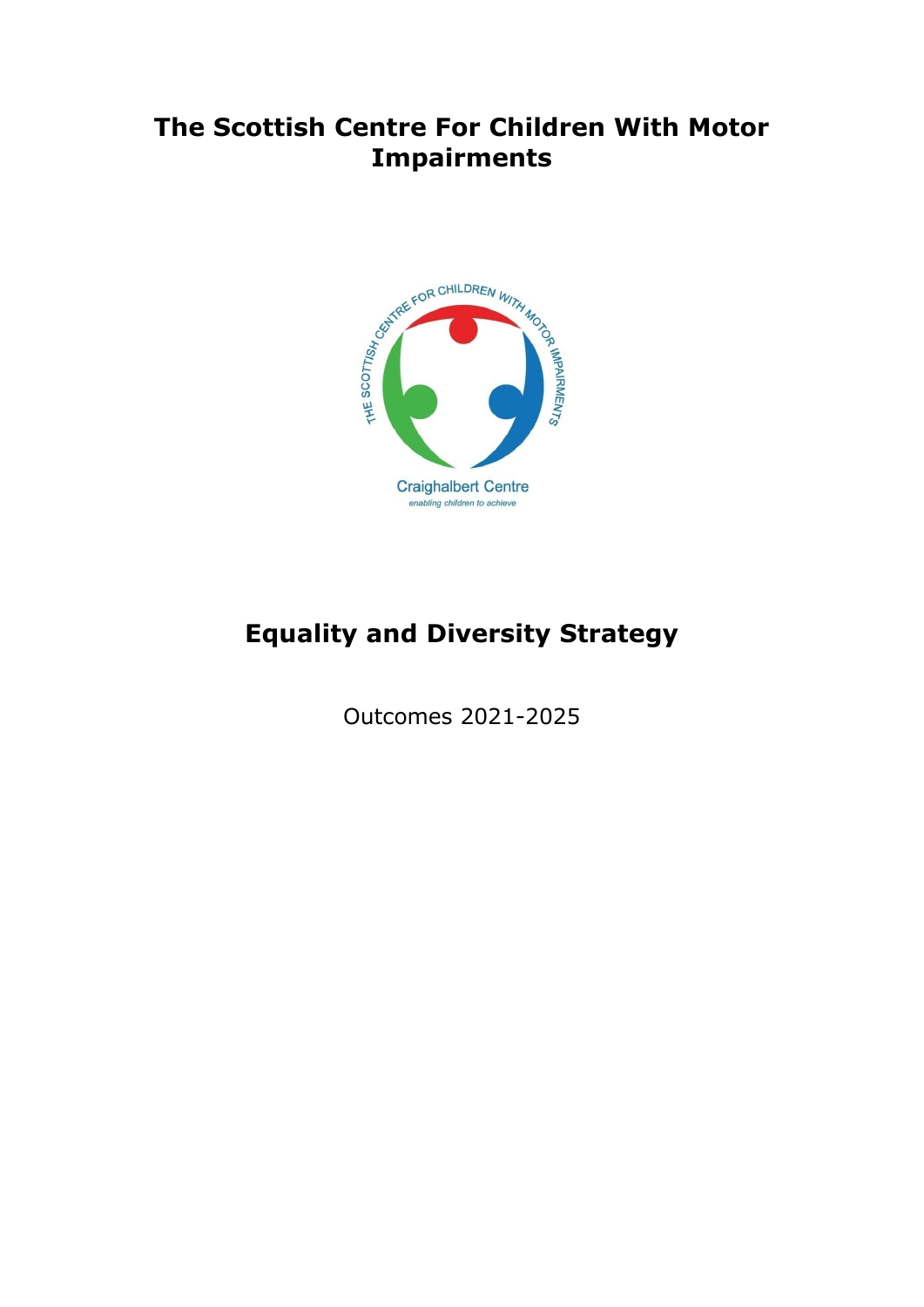# The Scottish Centre For Children With Motor Impairments

# Equality and Diversity Strategy

Outcomes 2021-2025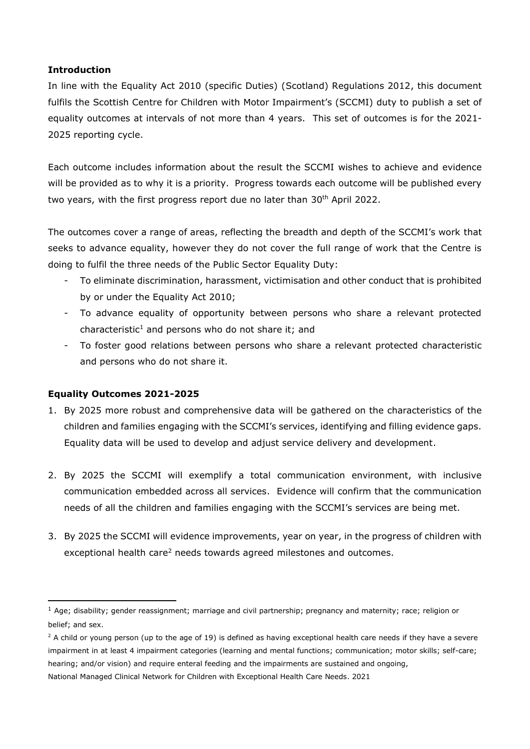**Introduction**

In line with the Equality Act 2010 (specific Duties) (Scotland) Regulations 2012, this document fulfils the Scottish Centre for Children with Motor Impairment's (SCCMI) duty to publish a set of equality outcomes at intervals of not more than 4 years. This set of outcomes is for the 2021-2025 reporting cycle.

Each outcome includes information about the result the SCCMI wishes to achieve and evidence will be provided as to why it is a priority. Progress towards each outcome will be published every two years, with the first progress report due no later than 30th April 2022.

The outcomes cover a range of areas, reflecting the breadth and depth of the SCCMI's work that seeks to advance equality, however they do not cover the full range of work that the Centre is doing to fulfil the three needs of the Public Sector Equality Duty:

- To eliminate discrimination, harassment, victimisation and other conduct that is prohibited by or under the Equality Act 2010;
- To advance equality of opportunity between persons who share a relevant protected characteristic[1] and persons who do not share it; and
- To foster good relations between persons who share a relevant protected characteristic and persons who do not share it.

**Equality Outcomes 2021-2025**

1. By 2025 more robust and comprehensive data will be gathered on the characteristics of the children and families engaging with the SCCMI's services, identifying and filling evidence gaps. Equality data will be used to develop and adjust service delivery and development.

2. By 2025 the SCCMI will exemplify a total communication environment, with inclusive communication embedded across all services. Evidence will confirm that the communication needs of all the children and families engaging with the SCCMI's services are being met.

3. By 2025 the SCCMI will evidence improvements, year on year, in the progress of children with exceptional health care[2] needs towards agreed milestones and outcomes.

---

[1] Age; disability; gender reassignment; marriage and civil partnership; pregnancy and maternity; race; religion or belief; and sex.

[2] A child or young person (up to the age of 19) is defined as having exceptional health care needs if they have a severe impairment in at least 4 impairment categories (learning and mental functions; communication; motor skills; self-care; hearing; and/or vision) and require enteral feeding and the impairments are sustained and ongoing,
National Managed Clinical Network for Children with Exceptional Health Care Needs. 2021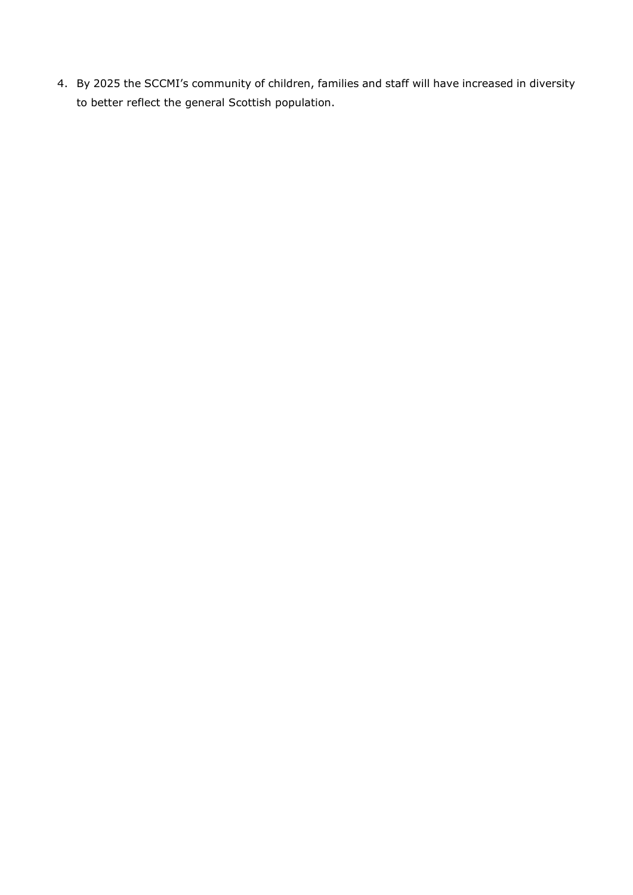4. By 2025 the SCCMI’s community of children, families and staff will have increased in diversity to better reflect the general Scottish population.